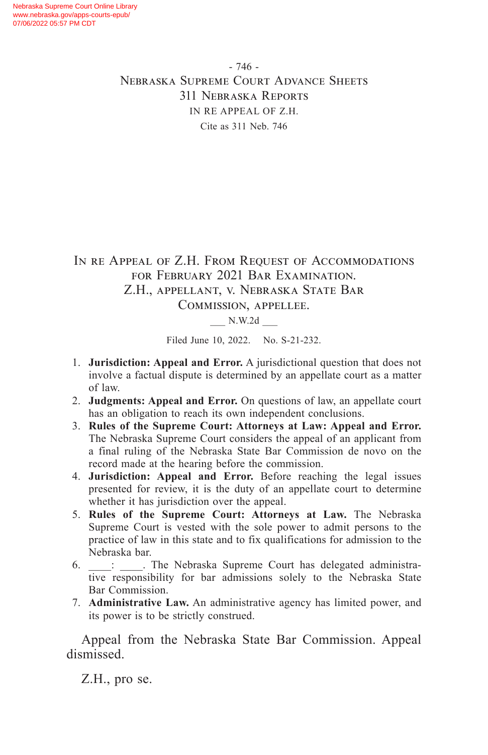In re Appeal of Z.H. From Request of Accommodations for February 2021 Bar Examination.
Z.H., appellant, v. Nebraska State Bar Commission, appellee.

___ N.W.2d ___

Filed June 10, 2022. No. S-21-232.

1. **Jurisdiction: Appeal and Error.** A jurisdictional question that does not involve a factual dispute is determined by an appellate court as a matter of law.
2. **Judgments: Appeal and Error.** On questions of law, an appellate court has an obligation to reach its own independent conclusions.
3. **Rules of the Supreme Court: Attorneys at Law: Appeal and Error.** The Nebraska Supreme Court considers the appeal of an applicant from a final ruling of the Nebraska State Bar Commission de novo on the record made at the hearing before the commission.
4. **Jurisdiction: Appeal and Error.** Before reaching the legal issues presented for review, it is the duty of an appellate court to determine whether it has jurisdiction over the appeal.
5. **Rules of the Supreme Court: Attorneys at Law.** The Nebraska Supreme Court is vested with the sole power to admit persons to the practice of law in this state and to fix qualifications for admission to the Nebraska bar.
6. ____: ____. The Nebraska Supreme Court has delegated administrative responsibility for bar admissions solely to the Nebraska State Bar Commission.
7. **Administrative Law.** An administrative agency has limited power, and its power is to be strictly construed.

Appeal from the Nebraska State Bar Commission. Appeal dismissed.

Z.H., pro se.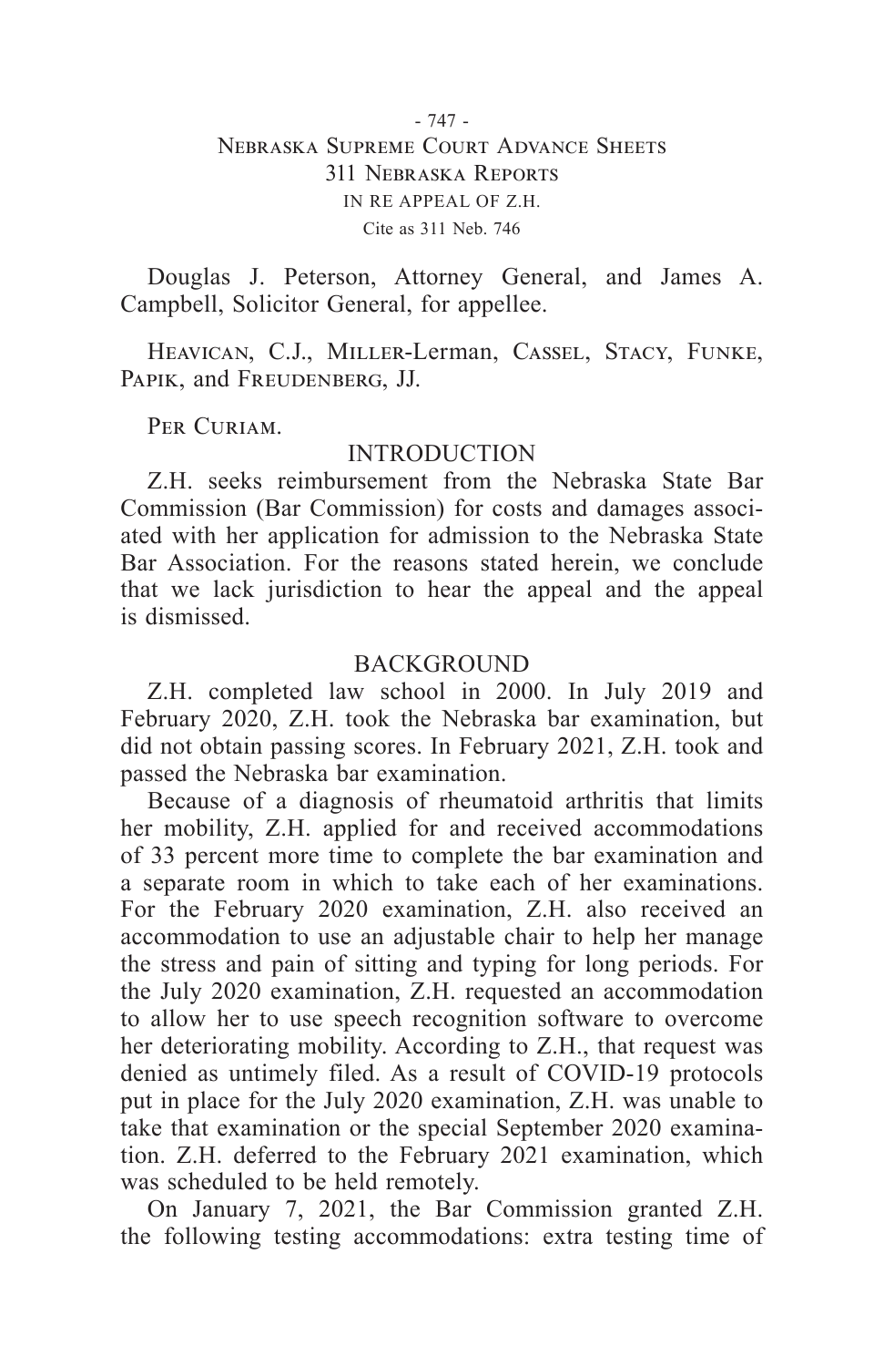Douglas J. Peterson, Attorney General, and James A. Campbell, Solicitor General, for appellee.

Heavican, C.J., Miller-Lerman, Cassel, Stacy, Funke, Papik, and Freudenberg, JJ.

Per Curiam.

## INTRODUCTION

Z.H. seeks reimbursement from the Nebraska State Bar Commission (Bar Commission) for costs and damages associated with her application for admission to the Nebraska State Bar Association. For the reasons stated herein, we conclude that we lack jurisdiction to hear the appeal and the appeal is dismissed.

## BACKGROUND

Z.H. completed law school in 2000. In July 2019 and February 2020, Z.H. took the Nebraska bar examination, but did not obtain passing scores. In February 2021, Z.H. took and passed the Nebraska bar examination.

Because of a diagnosis of rheumatoid arthritis that limits her mobility, Z.H. applied for and received accommodations of 33 percent more time to complete the bar examination and a separate room in which to take each of her examinations. For the February 2020 examination, Z.H. also received an accommodation to use an adjustable chair to help her manage the stress and pain of sitting and typing for long periods. For the July 2020 examination, Z.H. requested an accommodation to allow her to use speech recognition software to overcome her deteriorating mobility. According to Z.H., that request was denied as untimely filed. As a result of COVID-19 protocols put in place for the July 2020 examination, Z.H. was unable to take that examination or the special September 2020 examination. Z.H. deferred to the February 2021 examination, which was scheduled to be held remotely.

On January 7, 2021, the Bar Commission granted Z.H. the following testing accommodations: extra testing time of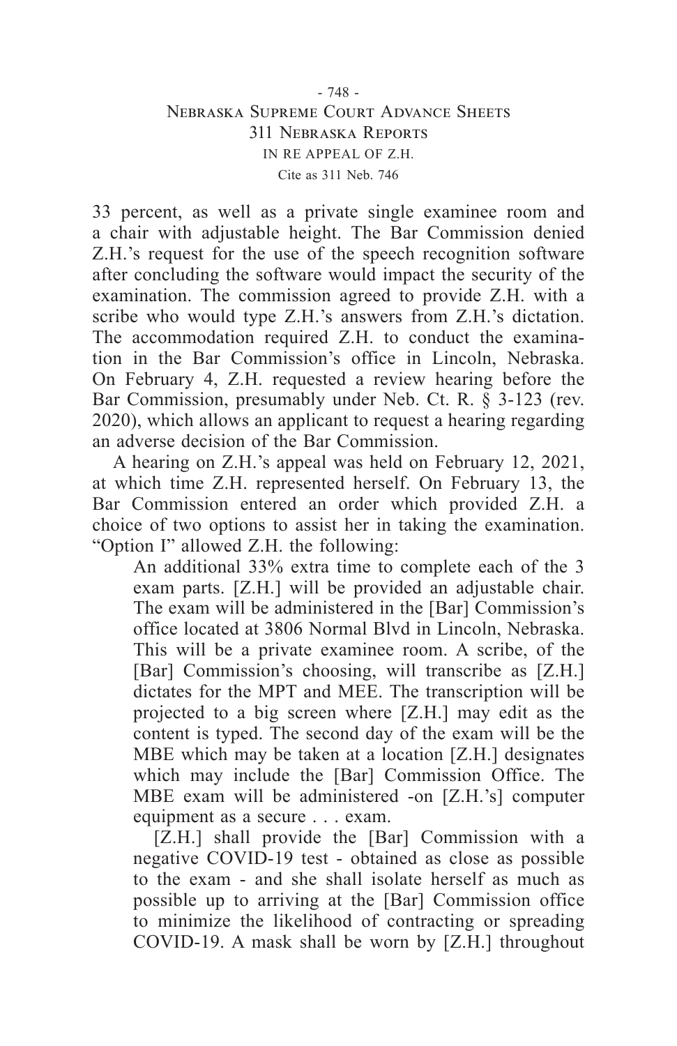33 percent, as well as a private single examinee room and a chair with adjustable height. The Bar Commission denied Z.H.'s request for the use of the speech recognition software after concluding the software would impact the security of the examination. The commission agreed to provide Z.H. with a scribe who would type Z.H.'s answers from Z.H.'s dictation. The accommodation required Z.H. to conduct the examination in the Bar Commission's office in Lincoln, Nebraska. On February 4, Z.H. requested a review hearing before the Bar Commission, presumably under Neb. Ct. R. § 3-123 (rev. 2020), which allows an applicant to request a hearing regarding an adverse decision of the Bar Commission.

A hearing on Z.H.'s appeal was held on February 12, 2021, at which time Z.H. represented herself. On February 13, the Bar Commission entered an order which provided Z.H. a choice of two options to assist her in taking the examination. "Option I" allowed Z.H. the following:

> An additional 33% extra time to complete each of the 3 exam parts. [Z.H.] will be provided an adjustable chair. The exam will be administered in the [Bar] Commission's office located at 3806 Normal Blvd in Lincoln, Nebraska. This will be a private examinee room. A scribe, of the [Bar] Commission's choosing, will transcribe as [Z.H.] dictates for the MPT and MEE. The transcription will be projected to a big screen where [Z.H.] may edit as the content is typed. The second day of the exam will be the MBE which may be taken at a location [Z.H.] designates which may include the [Bar] Commission Office. The MBE exam will be administered -on [Z.H.'s] computer equipment as a secure . . . exam.
>
> [Z.H.] shall provide the [Bar] Commission with a negative COVID-19 test - obtained as close as possible to the exam - and she shall isolate herself as much as possible up to arriving at the [Bar] Commission office to minimize the likelihood of contracting or spreading COVID-19. A mask shall be worn by [Z.H.] throughout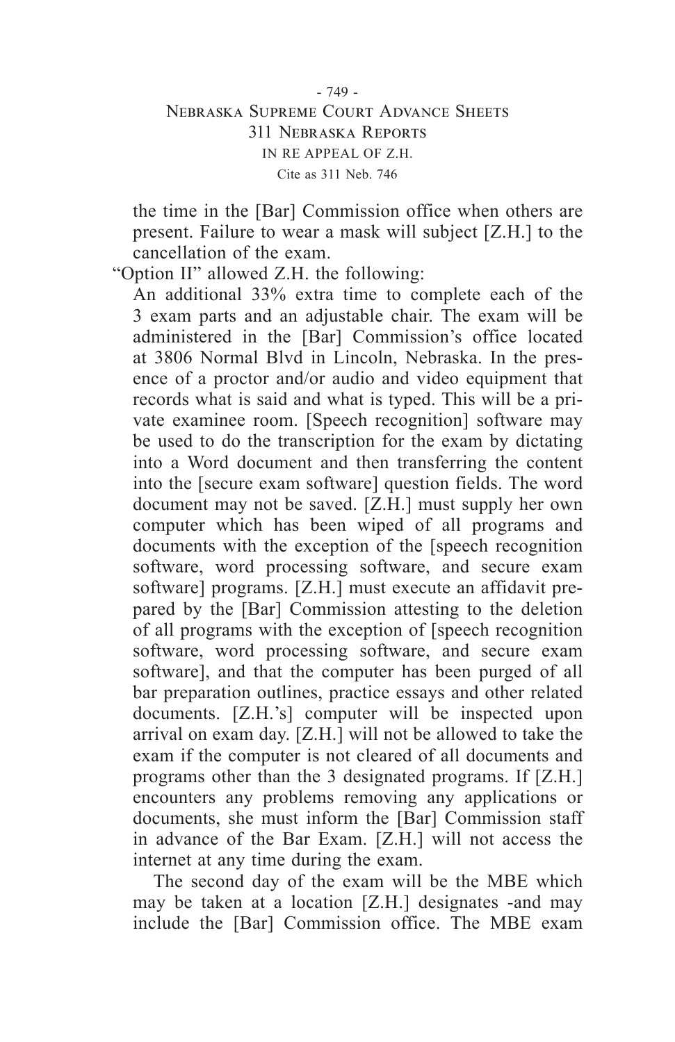the time in the [Bar] Commission office when others are present. Failure to wear a mask will subject [Z.H.] to the cancellation of the exam.

"Option II" allowed Z.H. the following:

> An additional 33% extra time to complete each of the 3 exam parts and an adjustable chair. The exam will be administered in the [Bar] Commission's office located at 3806 Normal Blvd in Lincoln, Nebraska. In the presence of a proctor and/or audio and video equipment that records what is said and what is typed. This will be a private examinee room. [Speech recognition] software may be used to do the transcription for the exam by dictating into a Word document and then transferring the content into the [secure exam software] question fields. The word document may not be saved. [Z.H.] must supply her own computer which has been wiped of all programs and documents with the exception of the [speech recognition software, word processing software, and secure exam software] programs. [Z.H.] must execute an affidavit prepared by the [Bar] Commission attesting to the deletion of all programs with the exception of [speech recognition software, word processing software, and secure exam software], and that the computer has been purged of all bar preparation outlines, practice essays and other related documents. [Z.H.'s] computer will be inspected upon arrival on exam day. [Z.H.] will not be allowed to take the exam if the computer is not cleared of all documents and programs other than the 3 designated programs. If [Z.H.] encounters any problems removing any applications or documents, she must inform the [Bar] Commission staff in advance of the Bar Exam. [Z.H.] will not access the internet at any time during the exam.
>
> The second day of the exam will be the MBE which may be taken at a location [Z.H.] designates -and may include the [Bar] Commission office. The MBE exam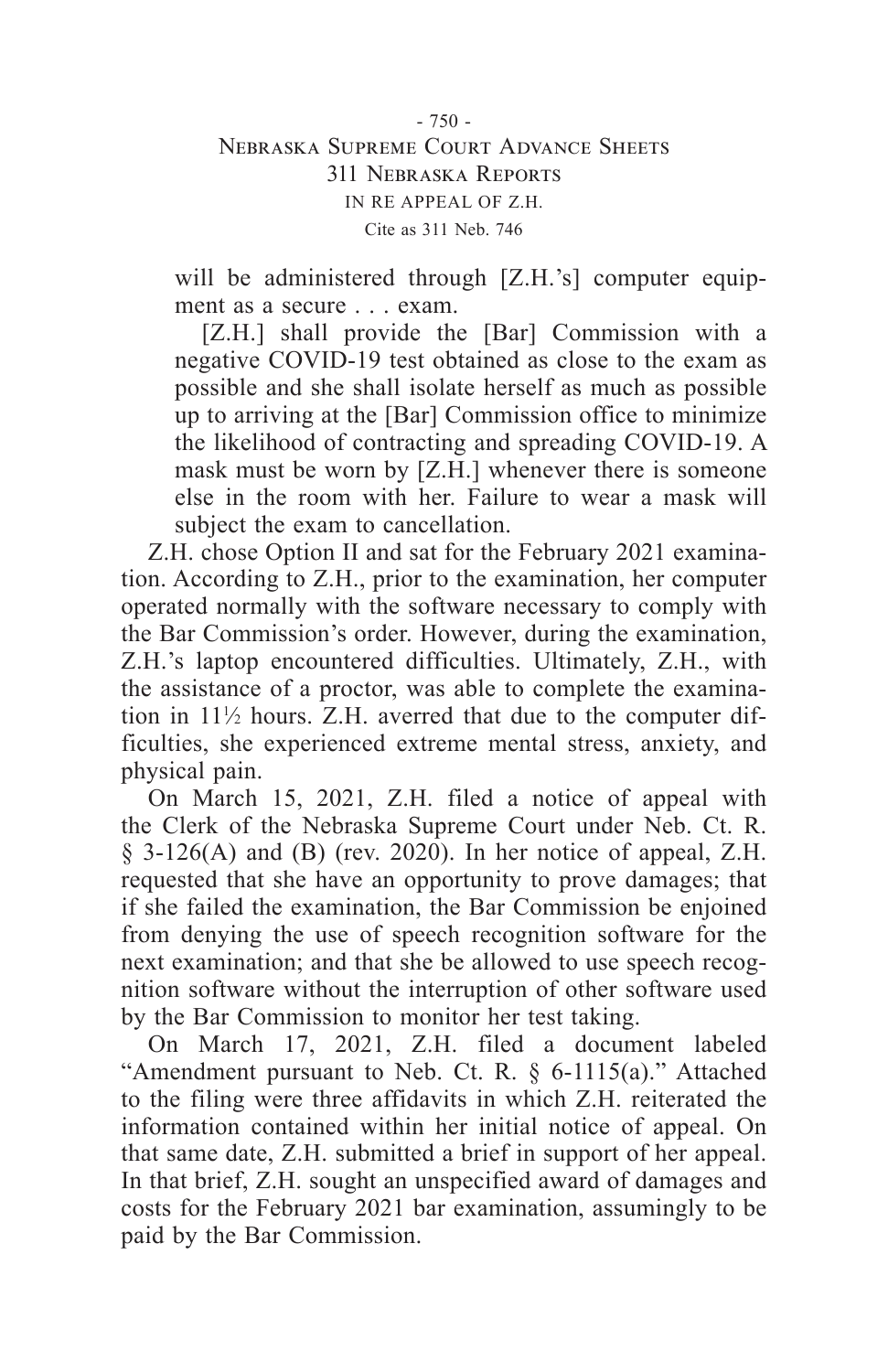> will be administered through [Z.H.'s] computer equipment as a secure . . . exam.
>
> [Z.H.] shall provide the [Bar] Commission with a negative COVID-19 test obtained as close to the exam as possible and she shall isolate herself as much as possible up to arriving at the [Bar] Commission office to minimize the likelihood of contracting and spreading COVID-19. A mask must be worn by [Z.H.] whenever there is someone else in the room with her. Failure to wear a mask will subject the exam to cancellation.

Z.H. chose Option II and sat for the February 2021 examination. According to Z.H., prior to the examination, her computer operated normally with the software necessary to comply with the Bar Commission's order. However, during the examination, Z.H.'s laptop encountered difficulties. Ultimately, Z.H., with the assistance of a proctor, was able to complete the examination in 11½ hours. Z.H. averred that due to the computer difficulties, she experienced extreme mental stress, anxiety, and physical pain.

On March 15, 2021, Z.H. filed a notice of appeal with the Clerk of the Nebraska Supreme Court under Neb. Ct. R. § 3-126(A) and (B) (rev. 2020). In her notice of appeal, Z.H. requested that she have an opportunity to prove damages; that if she failed the examination, the Bar Commission be enjoined from denying the use of speech recognition software for the next examination; and that she be allowed to use speech recognition software without the interruption of other software used by the Bar Commission to monitor her test taking.

On March 17, 2021, Z.H. filed a document labeled "Amendment pursuant to Neb. Ct. R. § 6-1115(a)." Attached to the filing were three affidavits in which Z.H. reiterated the information contained within her initial notice of appeal. On that same date, Z.H. submitted a brief in support of her appeal. In that brief, Z.H. sought an unspecified award of damages and costs for the February 2021 bar examination, assumingly to be paid by the Bar Commission.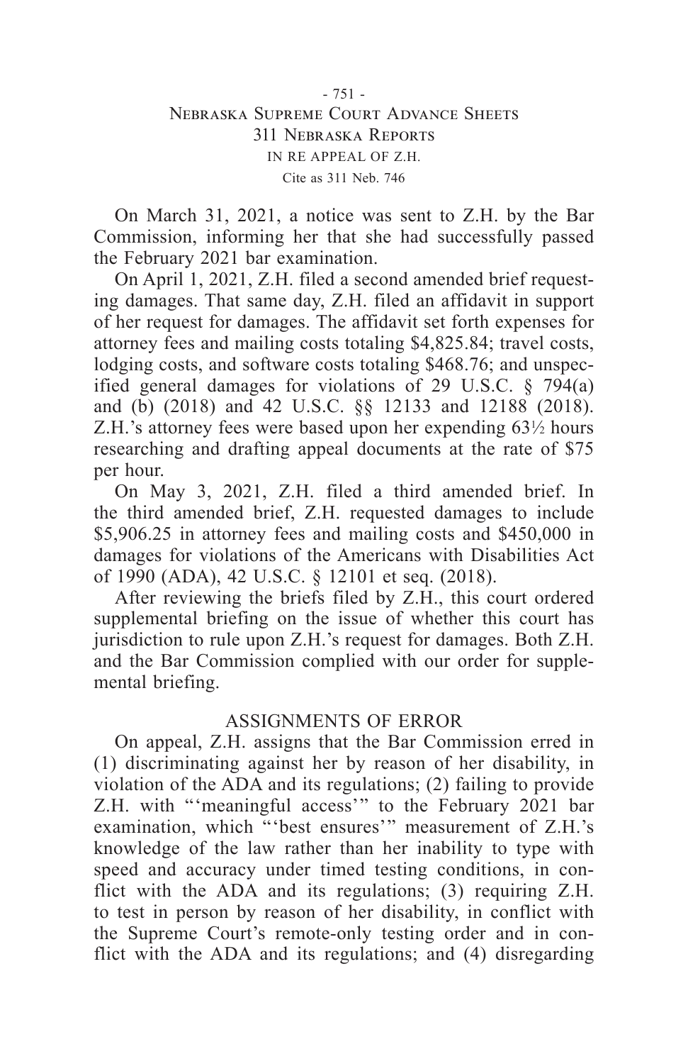On March 31, 2021, a notice was sent to Z.H. by the Bar Commission, informing her that she had successfully passed the February 2021 bar examination.

On April 1, 2021, Z.H. filed a second amended brief requesting damages. That same day, Z.H. filed an affidavit in support of her request for damages. The affidavit set forth expenses for attorney fees and mailing costs totaling $4,825.84; travel costs, lodging costs, and software costs totaling $468.76; and unspecified general damages for violations of 29 U.S.C. § 794(a) and (b) (2018) and 42 U.S.C. §§ 12133 and 12188 (2018). Z.H.'s attorney fees were based upon her expending 63½ hours researching and drafting appeal documents at the rate of $75 per hour.

On May 3, 2021, Z.H. filed a third amended brief. In the third amended brief, Z.H. requested damages to include $5,906.25 in attorney fees and mailing costs and $450,000 in damages for violations of the Americans with Disabilities Act of 1990 (ADA), 42 U.S.C. § 12101 et seq. (2018).

After reviewing the briefs filed by Z.H., this court ordered supplemental briefing on the issue of whether this court has jurisdiction to rule upon Z.H.'s request for damages. Both Z.H. and the Bar Commission complied with our order for supplemental briefing.

## ASSIGNMENTS OF ERROR

On appeal, Z.H. assigns that the Bar Commission erred in (1) discriminating against her by reason of her disability, in violation of the ADA and its regulations; (2) failing to provide Z.H. with "'meaningful access'" to the February 2021 bar examination, which "'best ensures'" measurement of Z.H.'s knowledge of the law rather than her inability to type with speed and accuracy under timed testing conditions, in conflict with the ADA and its regulations; (3) requiring Z.H. to test in person by reason of her disability, in conflict with the Supreme Court's remote-only testing order and in conflict with the ADA and its regulations; and (4) disregarding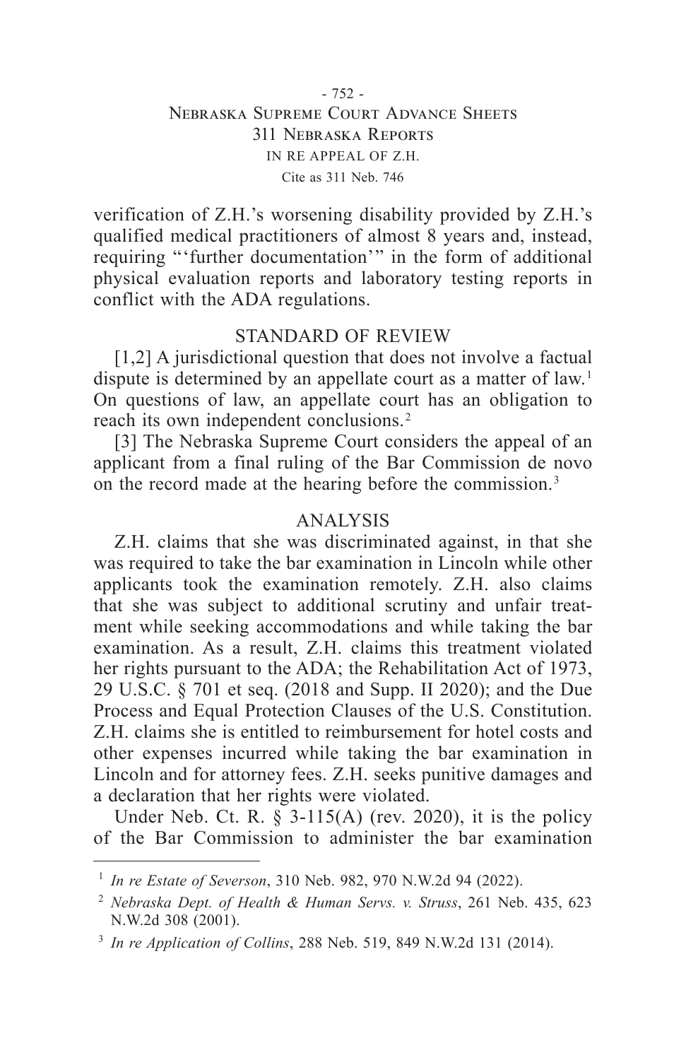verification of Z.H.'s worsening disability provided by Z.H.'s qualified medical practitioners of almost 8 years and, instead, requiring "'further documentation'" in the form of additional physical evaluation reports and laboratory testing reports in conflict with the ADA regulations.

## STANDARD OF REVIEW

[1,2] A jurisdictional question that does not involve a factual dispute is determined by an appellate court as a matter of law.[1] On questions of law, an appellate court has an obligation to reach its own independent conclusions.[2]

[3] The Nebraska Supreme Court considers the appeal of an applicant from a final ruling of the Bar Commission de novo on the record made at the hearing before the commission.[3]

## ANALYSIS

Z.H. claims that she was discriminated against, in that she was required to take the bar examination in Lincoln while other applicants took the examination remotely. Z.H. also claims that she was subject to additional scrutiny and unfair treatment while seeking accommodations and while taking the bar examination. As a result, Z.H. claims this treatment violated her rights pursuant to the ADA; the Rehabilitation Act of 1973, 29 U.S.C. § 701 et seq. (2018 and Supp. II 2020); and the Due Process and Equal Protection Clauses of the U.S. Constitution. Z.H. claims she is entitled to reimbursement for hotel costs and other expenses incurred while taking the bar examination in Lincoln and for attorney fees. Z.H. seeks punitive damages and a declaration that her rights were violated.

Under Neb. Ct. R. § 3-115(A) (rev. 2020), it is the policy of the Bar Commission to administer the bar examination

---

[1] *In re Estate of Severson*, 310 Neb. 982, 970 N.W.2d 94 (2022).

[2] *Nebraska Dept. of Health & Human Servs. v. Struss*, 261 Neb. 435, 623 N.W.2d 308 (2001).

[3] *In re Application of Collins*, 288 Neb. 519, 849 N.W.2d 131 (2014).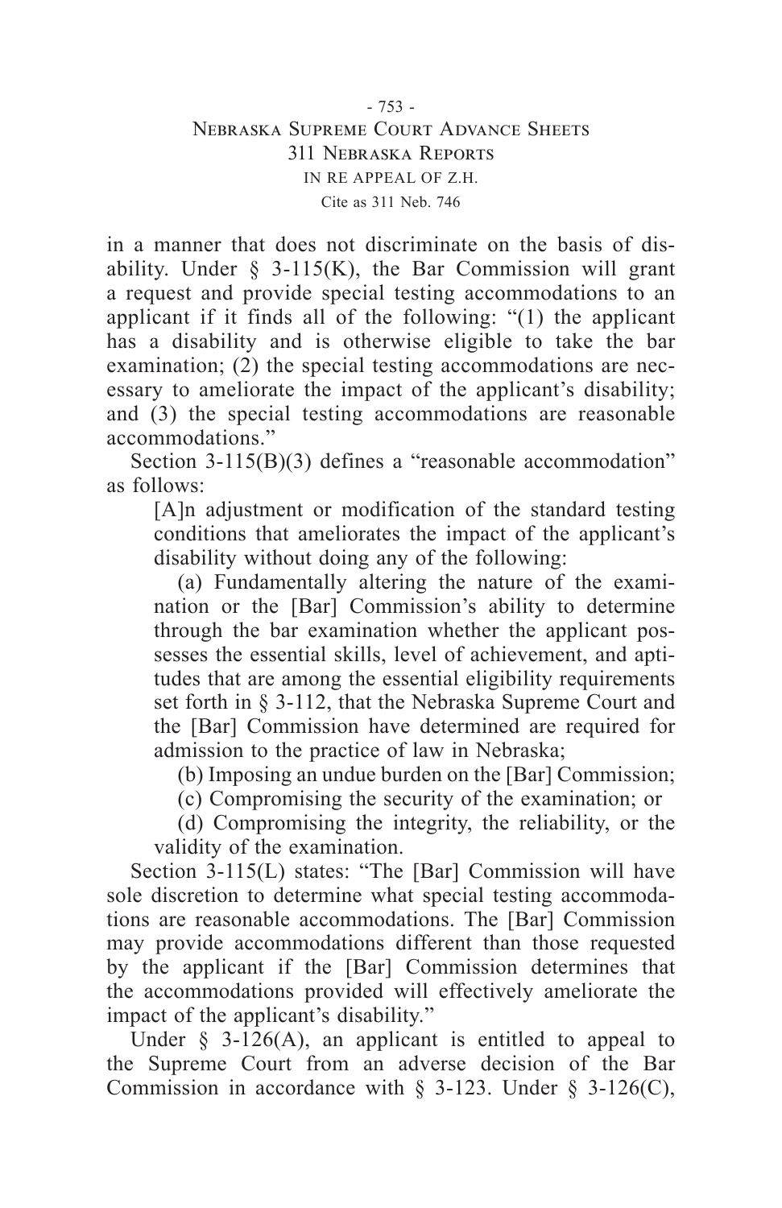in a manner that does not discriminate on the basis of disability. Under § 3-115(K), the Bar Commission will grant a request and provide special testing accommodations to an applicant if it finds all of the following: "(1) the applicant has a disability and is otherwise eligible to take the bar examination; (2) the special testing accommodations are necessary to ameliorate the impact of the applicant's disability; and (3) the special testing accommodations are reasonable accommodations."

Section 3-115(B)(3) defines a "reasonable accommodation" as follows:

> [A]n adjustment or modification of the standard testing conditions that ameliorates the impact of the applicant's disability without doing any of the following:
>
> (a) Fundamentally altering the nature of the examination or the [Bar] Commission's ability to determine through the bar examination whether the applicant possesses the essential skills, level of achievement, and aptitudes that are among the essential eligibility requirements set forth in § 3-112, that the Nebraska Supreme Court and the [Bar] Commission have determined are required for admission to the practice of law in Nebraska;
>
> (b) Imposing an undue burden on the [Bar] Commission;
>
> (c) Compromising the security of the examination; or
>
> (d) Compromising the integrity, the reliability, or the validity of the examination.

Section 3-115(L) states: "The [Bar] Commission will have sole discretion to determine what special testing accommodations are reasonable accommodations. The [Bar] Commission may provide accommodations different than those requested by the applicant if the [Bar] Commission determines that the accommodations provided will effectively ameliorate the impact of the applicant's disability."

Under § 3-126(A), an applicant is entitled to appeal to the Supreme Court from an adverse decision of the Bar Commission in accordance with § 3-123. Under § 3-126(C),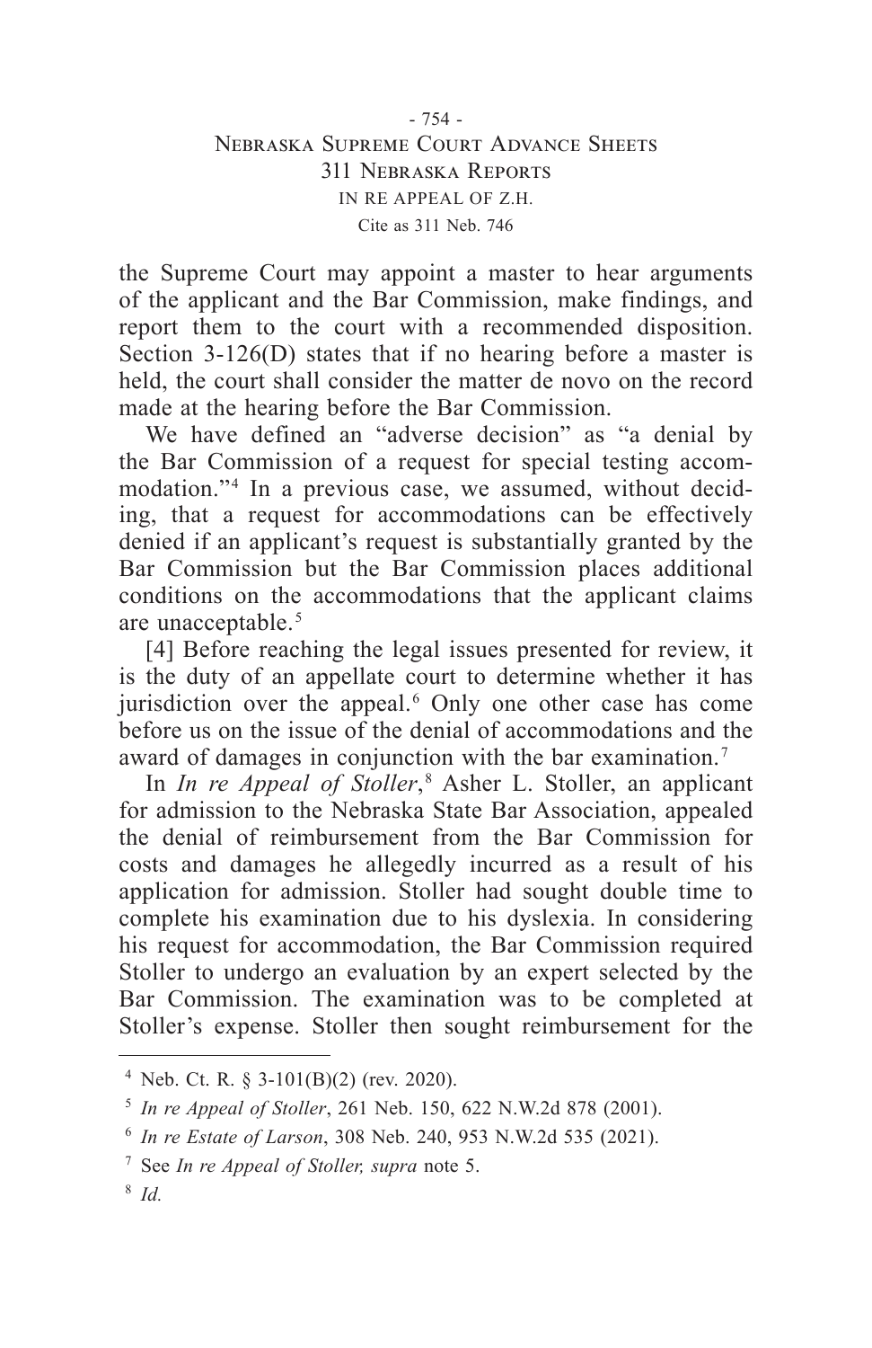the Supreme Court may appoint a master to hear arguments of the applicant and the Bar Commission, make findings, and report them to the court with a recommended disposition. Section 3-126(D) states that if no hearing before a master is held, the court shall consider the matter de novo on the record made at the hearing before the Bar Commission.

We have defined an "adverse decision" as "a denial by the Bar Commission of a request for special testing accommodation."[4] In a previous case, we assumed, without deciding, that a request for accommodations can be effectively denied if an applicant's request is substantially granted by the Bar Commission but the Bar Commission places additional conditions on the accommodations that the applicant claims are unacceptable.[5]

[4] Before reaching the legal issues presented for review, it is the duty of an appellate court to determine whether it has jurisdiction over the appeal.[6] Only one other case has come before us on the issue of the denial of accommodations and the award of damages in conjunction with the bar examination.[7]

In *In re Appeal of Stoller*,[8] Asher L. Stoller, an applicant for admission to the Nebraska State Bar Association, appealed the denial of reimbursement from the Bar Commission for costs and damages he allegedly incurred as a result of his application for admission. Stoller had sought double time to complete his examination due to his dyslexia. In considering his request for accommodation, the Bar Commission required Stoller to undergo an evaluation by an expert selected by the Bar Commission. The examination was to be completed at Stoller's expense. Stoller then sought reimbursement for the

---

[4] Neb. Ct. R. § 3-101(B)(2) (rev. 2020).

[5] *In re Appeal of Stoller*, 261 Neb. 150, 622 N.W.2d 878 (2001).

[6] *In re Estate of Larson*, 308 Neb. 240, 953 N.W.2d 535 (2021).

[7] See *In re Appeal of Stoller, supra* note 5.

[8] *Id.*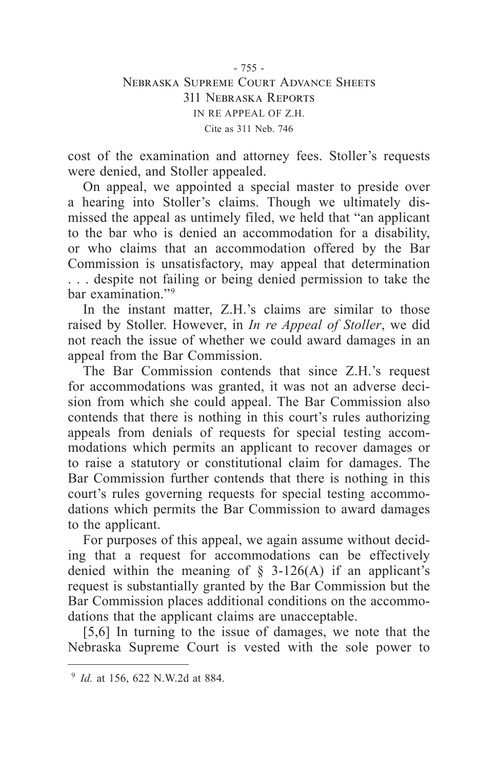cost of the examination and attorney fees. Stoller's requests were denied, and Stoller appealed.

On appeal, we appointed a special master to preside over a hearing into Stoller's claims. Though we ultimately dismissed the appeal as untimely filed, we held that "an applicant to the bar who is denied an accommodation for a disability, or who claims that an accommodation offered by the Bar Commission is unsatisfactory, may appeal that determination . . . despite not failing or being denied permission to take the bar examination."[9]

In the instant matter, Z.H.'s claims are similar to those raised by Stoller. However, in *In re Appeal of Stoller*, we did not reach the issue of whether we could award damages in an appeal from the Bar Commission.

The Bar Commission contends that since Z.H.'s request for accommodations was granted, it was not an adverse decision from which she could appeal. The Bar Commission also contends that there is nothing in this court's rules authorizing appeals from denials of requests for special testing accommodations which permits an applicant to recover damages or to raise a statutory or constitutional claim for damages. The Bar Commission further contends that there is nothing in this court's rules governing requests for special testing accommodations which permits the Bar Commission to award damages to the applicant.

For purposes of this appeal, we again assume without deciding that a request for accommodations can be effectively denied within the meaning of § 3-126(A) if an applicant's request is substantially granted by the Bar Commission but the Bar Commission places additional conditions on the accommodations that the applicant claims are unacceptable.

[5,6] In turning to the issue of damages, we note that the Nebraska Supreme Court is vested with the sole power to

---

[9] *Id.* at 156, 622 N.W.2d at 884.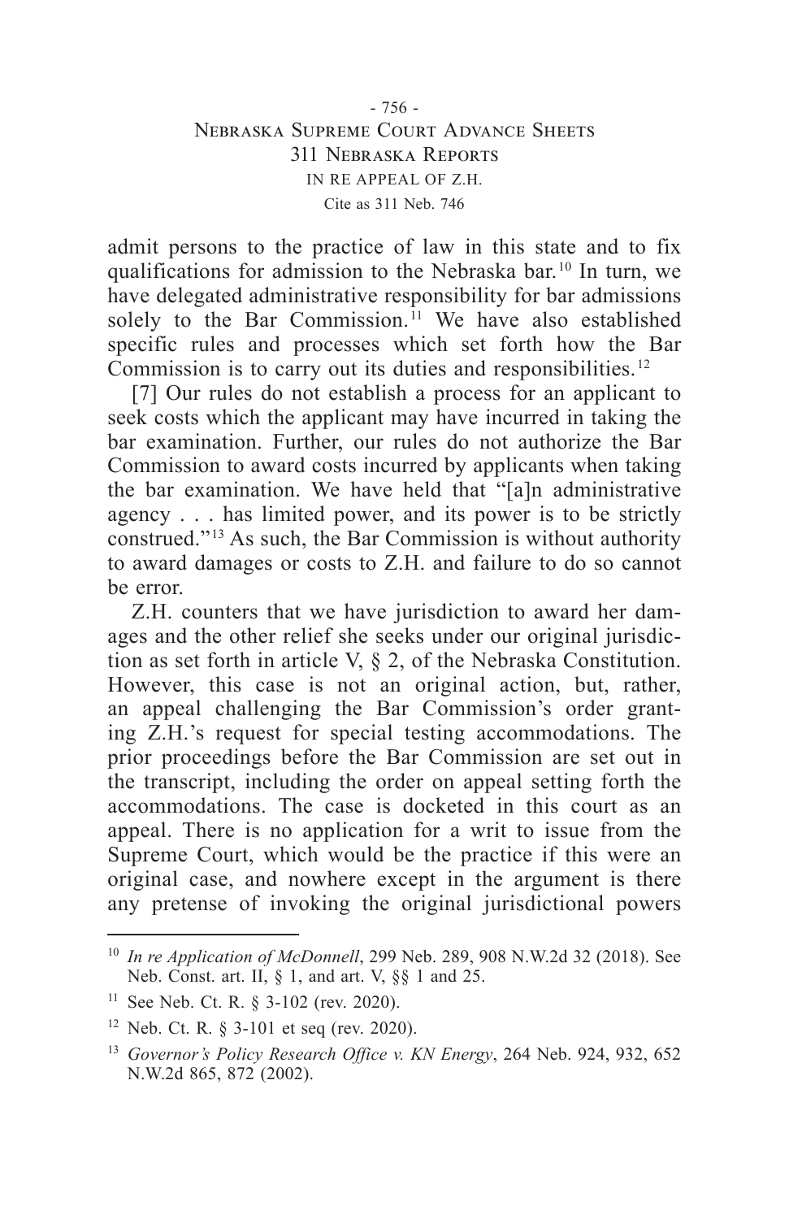admit persons to the practice of law in this state and to fix qualifications for admission to the Nebraska bar.[10] In turn, we have delegated administrative responsibility for bar admissions solely to the Bar Commission.[11] We have also established specific rules and processes which set forth how the Bar Commission is to carry out its duties and responsibilities.[12]

[7] Our rules do not establish a process for an applicant to seek costs which the applicant may have incurred in taking the bar examination. Further, our rules do not authorize the Bar Commission to award costs incurred by applicants when taking the bar examination. We have held that "[a]n administrative agency . . . has limited power, and its power is to be strictly construed."[13] As such, the Bar Commission is without authority to award damages or costs to Z.H. and failure to do so cannot be error.

Z.H. counters that we have jurisdiction to award her damages and the other relief she seeks under our original jurisdiction as set forth in article V, § 2, of the Nebraska Constitution. However, this case is not an original action, but, rather, an appeal challenging the Bar Commission's order granting Z.H.'s request for special testing accommodations. The prior proceedings before the Bar Commission are set out in the transcript, including the order on appeal setting forth the accommodations. The case is docketed in this court as an appeal. There is no application for a writ to issue from the Supreme Court, which would be the practice if this were an original case, and nowhere except in the argument is there any pretense of invoking the original jurisdictional powers

---

[10] *In re Application of McDonnell*, 299 Neb. 289, 908 N.W.2d 32 (2018). See Neb. Const. art. II, § 1, and art. V, §§ 1 and 25.

[11] See Neb. Ct. R. § 3-102 (rev. 2020).

[12] Neb. Ct. R. § 3-101 et seq (rev. 2020).

[13] *Governor's Policy Research Office v. KN Energy*, 264 Neb. 924, 932, 652 N.W.2d 865, 872 (2002).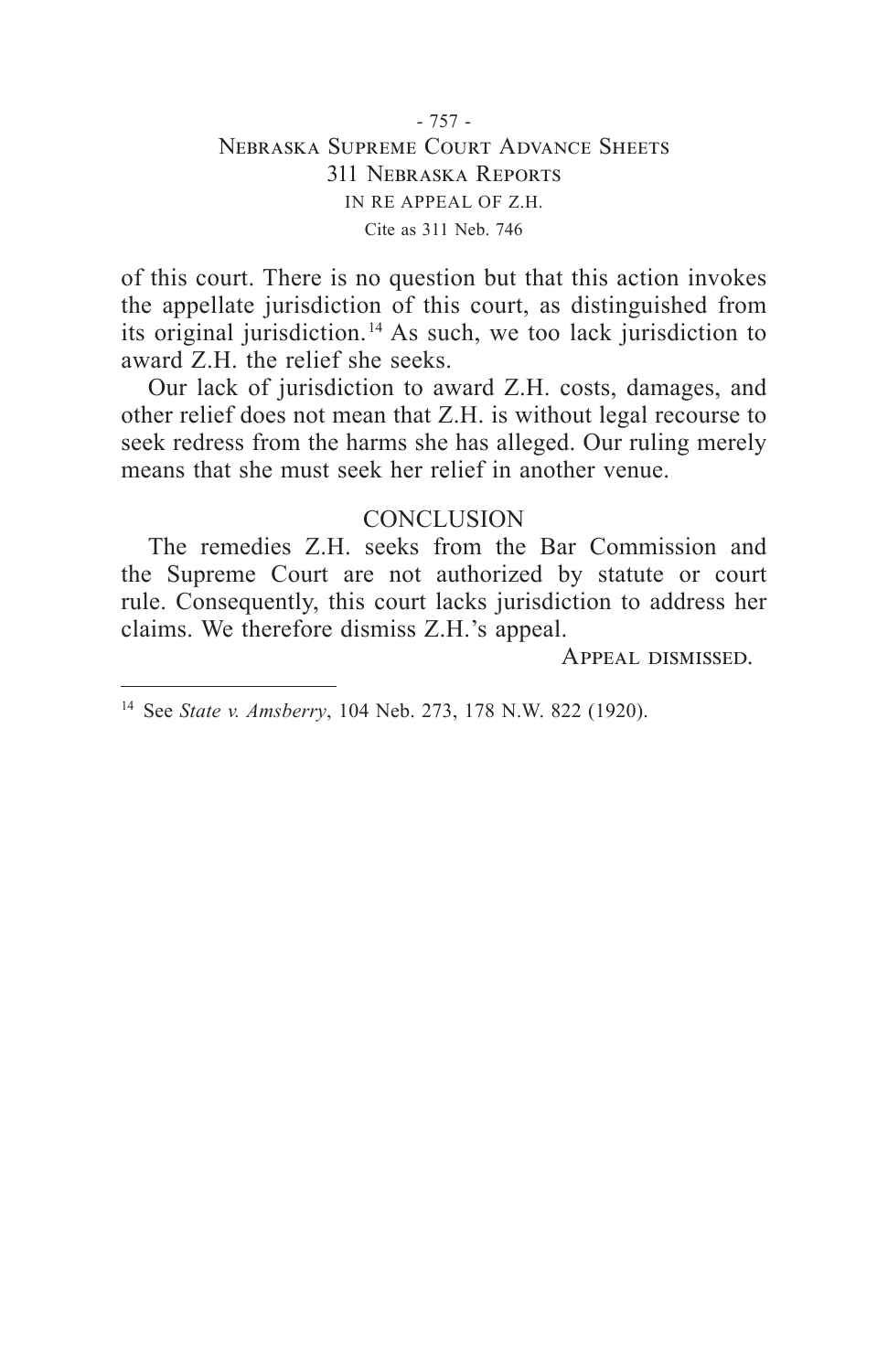of this court. There is no question but that this action invokes the appellate jurisdiction of this court, as distinguished from its original jurisdiction.[14] As such, we too lack jurisdiction to award Z.H. the relief she seeks.

Our lack of jurisdiction to award Z.H. costs, damages, and other relief does not mean that Z.H. is without legal recourse to seek redress from the harms she has alleged. Our ruling merely means that she must seek her relief in another venue.

## CONCLUSION

The remedies Z.H. seeks from the Bar Commission and the Supreme Court are not authorized by statute or court rule. Consequently, this court lacks jurisdiction to address her claims. We therefore dismiss Z.H.'s appeal.

Appeal dismissed.

---

[14] See *State v. Amsberry*, 104 Neb. 273, 178 N.W. 822 (1920).